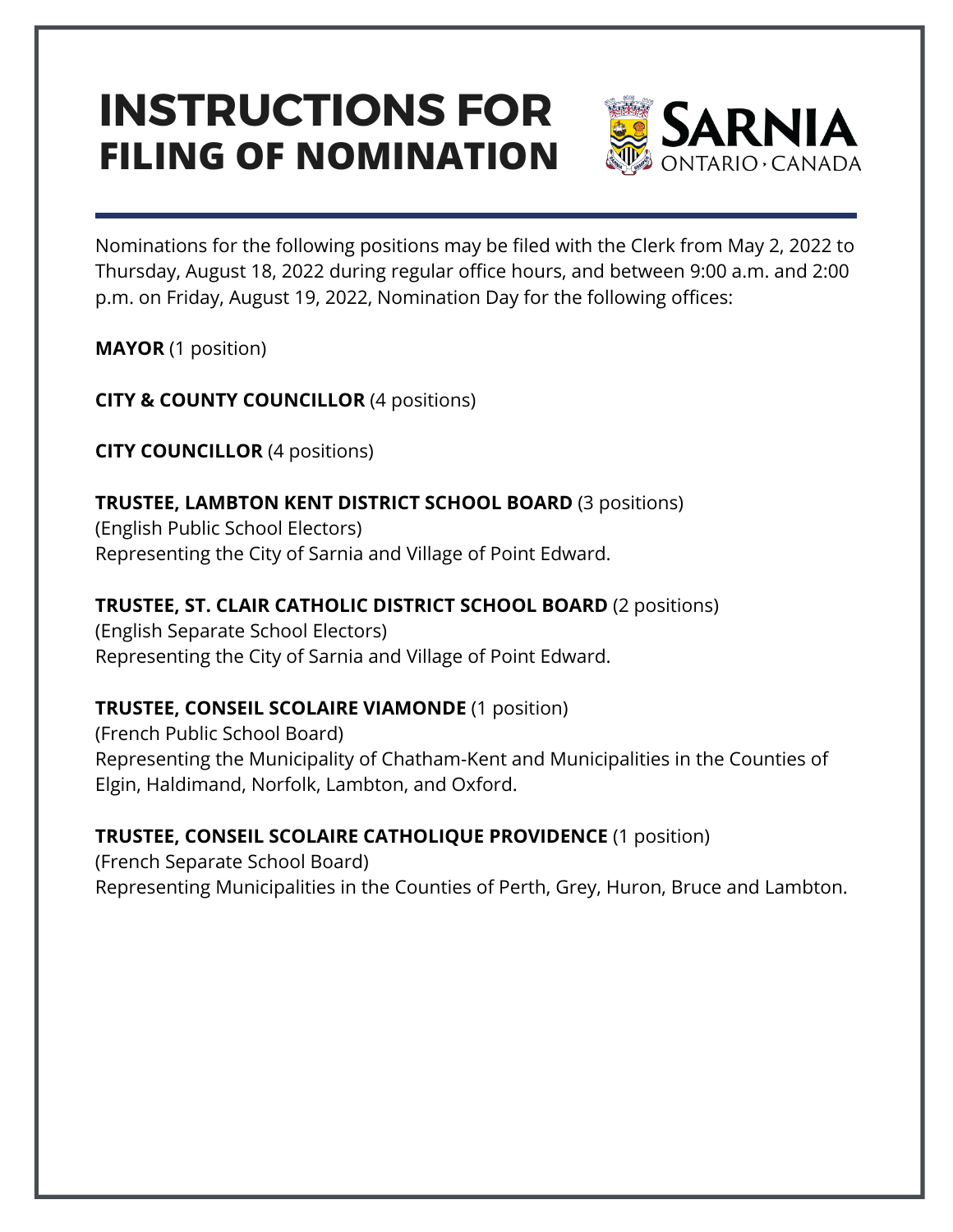# INSTRUCTIONS FOR FILING OF NOMINATION

SARNIA ONTARIO › CANADA

Nominations for the following positions may be filed with the Clerk from May 2, 2022 to Thursday, August 18, 2022 during regular office hours, and between 9:00 a.m. and 2:00 p.m. on Friday, August 19, 2022, Nomination Day for the following offices:

**MAYOR** (1 position)

**CITY & COUNTY COUNCILLOR** (4 positions)

**CITY COUNCILLOR** (4 positions)

**TRUSTEE, LAMBTON KENT DISTRICT SCHOOL BOARD** (3 positions)
(English Public School Electors)
Representing the City of Sarnia and Village of Point Edward.

**TRUSTEE, ST. CLAIR CATHOLIC DISTRICT SCHOOL BOARD** (2 positions)
(English Separate School Electors)
Representing the City of Sarnia and Village of Point Edward.

**TRUSTEE, CONSEIL SCOLAIRE VIAMONDE** (1 position)
(French Public School Board)
Representing the Municipality of Chatham-Kent and Municipalities in the Counties of Elgin, Haldimand, Norfolk, Lambton, and Oxford.

**TRUSTEE, CONSEIL SCOLAIRE CATHOLIQUE PROVIDENCE** (1 position)
(French Separate School Board)
Representing Municipalities in the Counties of Perth, Grey, Huron, Bruce and Lambton.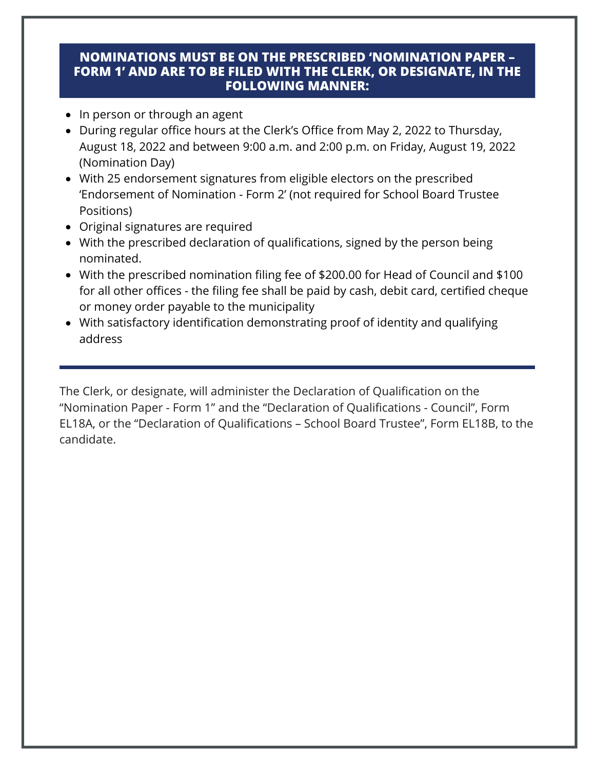## NOMINATIONS MUST BE ON THE PRESCRIBED 'NOMINATION PAPER – FORM 1' AND ARE TO BE FILED WITH THE CLERK, OR DESIGNATE, IN THE FOLLOWING MANNER:

- In person or through an agent
- During regular office hours at the Clerk's Office from May 2, 2022 to Thursday, August 18, 2022 and between 9:00 a.m. and 2:00 p.m. on Friday, August 19, 2022 (Nomination Day)
- With 25 endorsement signatures from eligible electors on the prescribed 'Endorsement of Nomination - Form 2' (not required for School Board Trustee Positions)
- Original signatures are required
- With the prescribed declaration of qualifications, signed by the person being nominated.
- With the prescribed nomination filing fee of $200.00 for Head of Council and $100 for all other offices - the filing fee shall be paid by cash, debit card, certified cheque or money order payable to the municipality
- With satisfactory identification demonstrating proof of identity and qualifying address

---

The Clerk, or designate, will administer the Declaration of Qualification on the "Nomination Paper - Form 1" and the "Declaration of Qualifications - Council", Form EL18A, or the "Declaration of Qualifications – School Board Trustee", Form EL18B, to the candidate.